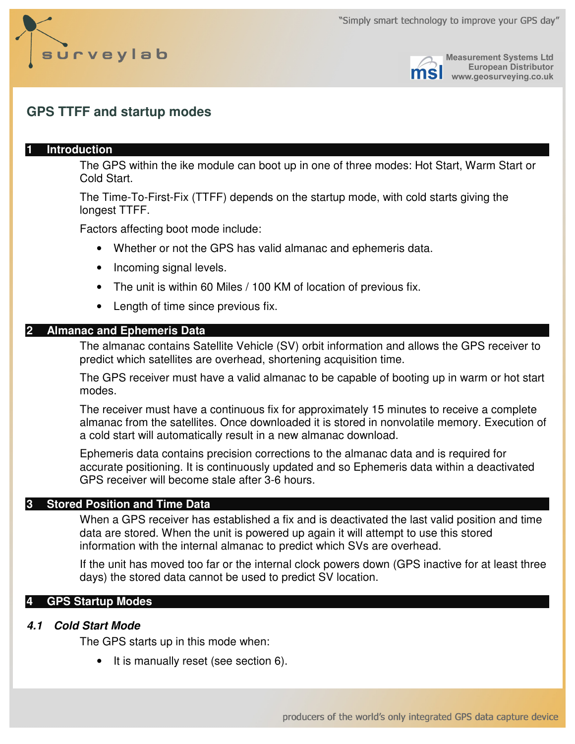# GPS TTFF and startup modes

## 1 Introduction

The GPS within the ike module can boot up in one of three modes: Hot Start, Warm Start or Cold Start.

The Time-To-First-Fix (TTFF) depends on the startup mode, with cold starts giving the longest TTFF.

Factors affecting boot mode include:

- Whether or not the GPS has valid almanac and ephemeris data.
- Incoming signal levels.
- The unit is within 60 Miles / 100 KM of location of previous fix.
- Length of time since previous fix.

## 2 Almanac and Ephemeris Data

The almanac contains Satellite Vehicle (SV) orbit information and allows the GPS receiver to predict which satellites are overhead, shortening acquisition time.

The GPS receiver must have a valid almanac to be capable of booting up in warm or hot start modes.

The receiver must have a continuous fix for approximately 15 minutes to receive a complete almanac from the satellites. Once downloaded it is stored in nonvolatile memory. Execution of a cold start will automatically result in a new almanac download.

Ephemeris data contains precision corrections to the almanac data and is required for accurate positioning. It is continuously updated and so Ephemeris data within a deactivated GPS receiver will become stale after 3-6 hours.

## 3 Stored Position and Time Data

When a GPS receiver has established a fix and is deactivated the last valid position and time data are stored. When the unit is powered up again it will attempt to use this stored information with the internal almanac to predict which SVs are overhead.

If the unit has moved too far or the internal clock powers down (GPS inactive for at least three days) the stored data cannot be used to predict SV location.

## 4 GPS Startup Modes

### *4.1 Cold Start Mode*

The GPS starts up in this mode when:

- It is manually reset (see section 6).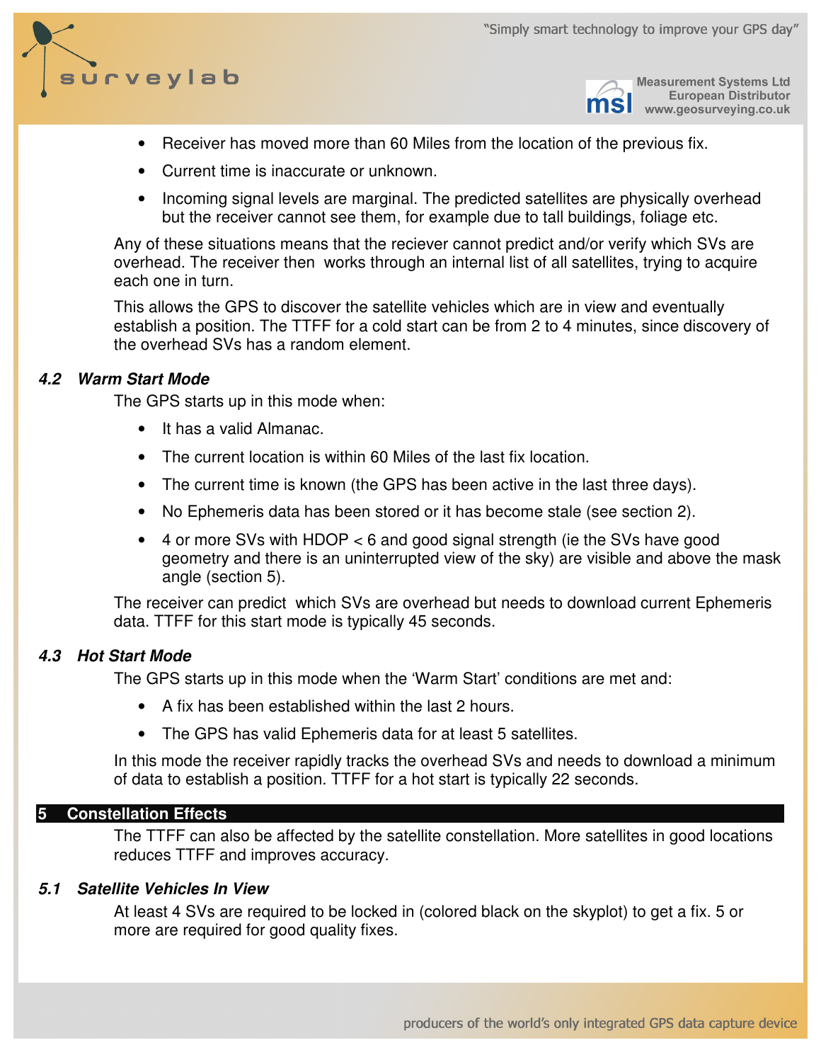- Receiver has moved more than 60 Miles from the location of the previous fix.
- Current time is inaccurate or unknown.
- Incoming signal levels are marginal. The predicted satellites are physically overhead but the receiver cannot see them, for example due to tall buildings, foliage etc.

Any of these situations means that the reciever cannot predict and/or verify which SVs are overhead. The receiver then works through an internal list of all satellites, trying to acquire each one in turn.

This allows the GPS to discover the satellite vehicles which are in view and eventually establish a position. The TTFF for a cold start can be from 2 to 4 minutes, since discovery of the overhead SVs has a random element.

### *4.2 Warm Start Mode*

The GPS starts up in this mode when:

- It has a valid Almanac.
- The current location is within 60 Miles of the last fix location.
- The current time is known (the GPS has been active in the last three days).
- No Ephemeris data has been stored or it has become stale (see section 2).
- 4 or more SVs with HDOP < 6 and good signal strength (ie the SVs have good geometry and there is an uninterrupted view of the sky) are visible and above the mask angle (section 5).

The receiver can predict which SVs are overhead but needs to download current Ephemeris data. TTFF for this start mode is typically 45 seconds.

### *4.3 Hot Start Mode*

The GPS starts up in this mode when the 'Warm Start' conditions are met and:

- A fix has been established within the last 2 hours.
- The GPS has valid Ephemeris data for at least 5 satellites.

In this mode the receiver rapidly tracks the overhead SVs and needs to download a minimum of data to establish a position. TTFF for a hot start is typically 22 seconds.

## 5 Constellation Effects

The TTFF can also be affected by the satellite constellation. More satellites in good locations reduces TTFF and improves accuracy.

### *5.1 Satellite Vehicles In View*

At least 4 SVs are required to be locked in (colored black on the skyplot) to get a fix. 5 or more are required for good quality fixes.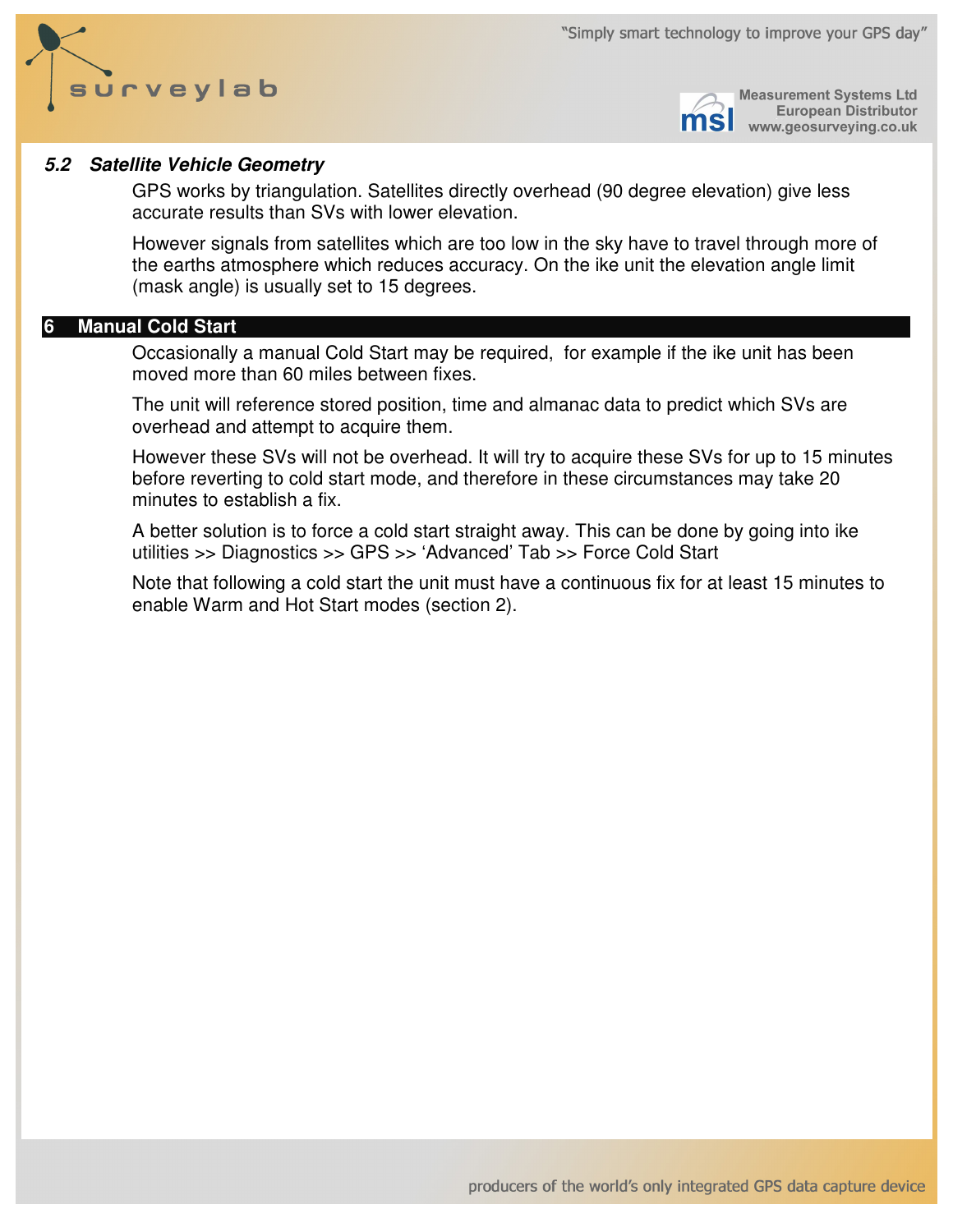### *5.2 Satellite Vehicle Geometry*

GPS works by triangulation. Satellites directly overhead (90 degree elevation) give less accurate results than SVs with lower elevation.

However signals from satellites which are too low in the sky have to travel through more of the earths atmosphere which reduces accuracy. On the ike unit the elevation angle limit (mask angle) is usually set to 15 degrees.

## 6 Manual Cold Start

Occasionally a manual Cold Start may be required, for example if the ike unit has been moved more than 60 miles between fixes.

The unit will reference stored position, time and almanac data to predict which SVs are overhead and attempt to acquire them.

However these SVs will not be overhead. It will try to acquire these SVs for up to 15 minutes before reverting to cold start mode, and therefore in these circumstances may take 20 minutes to establish a fix.

A better solution is to force a cold start straight away. This can be done by going into ike utilities >> Diagnostics >> GPS >> 'Advanced' Tab >> Force Cold Start

Note that following a cold start the unit must have a continuous fix for at least 15 minutes to enable Warm and Hot Start modes (section 2).